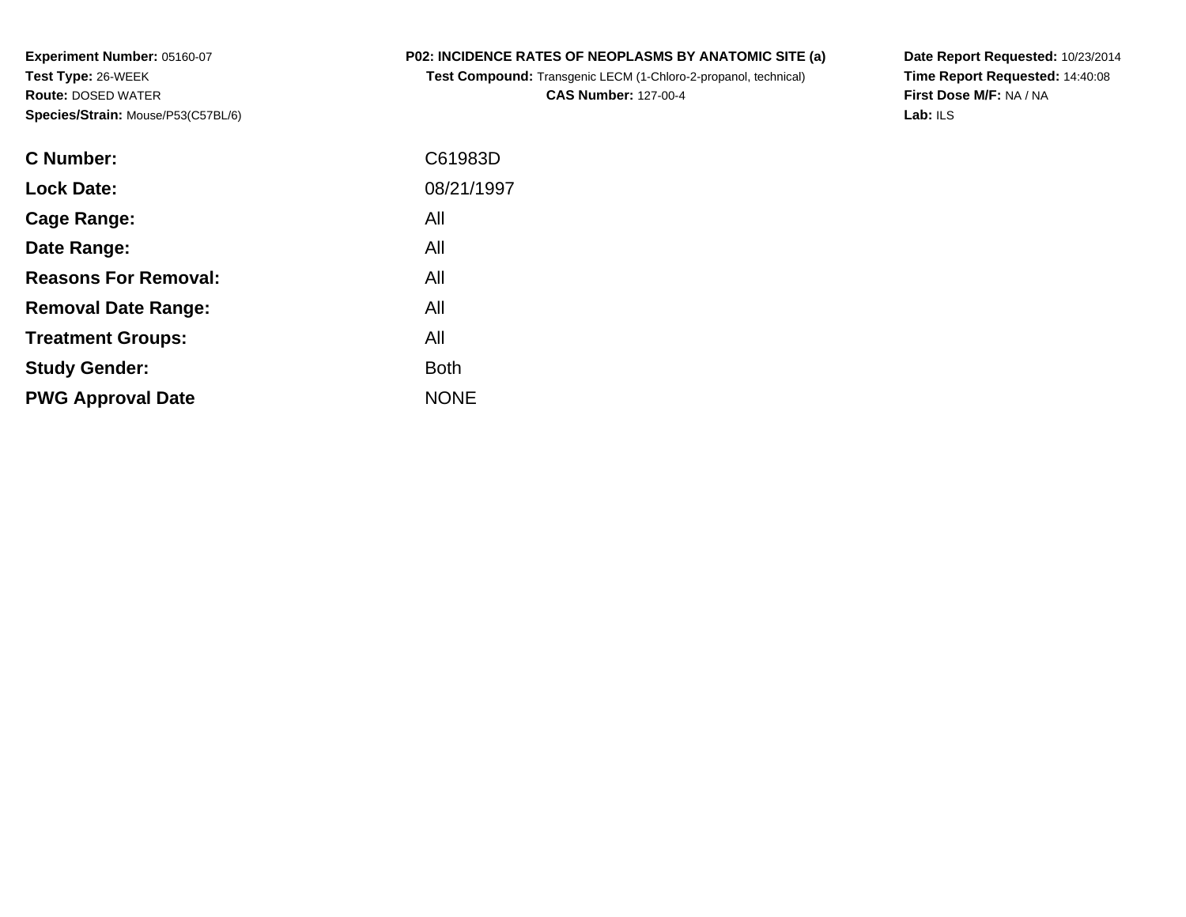**Experiment Number:** 05160-07
**Test Type:** 26-WEEK
**Route:** DOSED WATER
**Species/Strain:** Mouse/P53(C57BL/6)

**P02: INCIDENCE RATES OF NEOPLASMS BY ANATOMIC SITE (a)**
**Test Compound:** Transgenic LECM (1-Chloro-2-propanol, technical)
**CAS Number:** 127-00-4

**Date Report Requested:** 10/23/2014
**Time Report Requested:** 14:40:08
**First Dose M/F:** NA / NA
**Lab:** ILS

| | |
|---|---|
| **C Number:** | C61983D |
| **Lock Date:** | 08/21/1997 |
| **Cage Range:** | All |
| **Date Range:** | All |
| **Reasons For Removal:** | All |
| **Removal Date Range:** | All |
| **Treatment Groups:** | All |
| **Study Gender:** | Both |
| **PWG Approval Date** | NONE |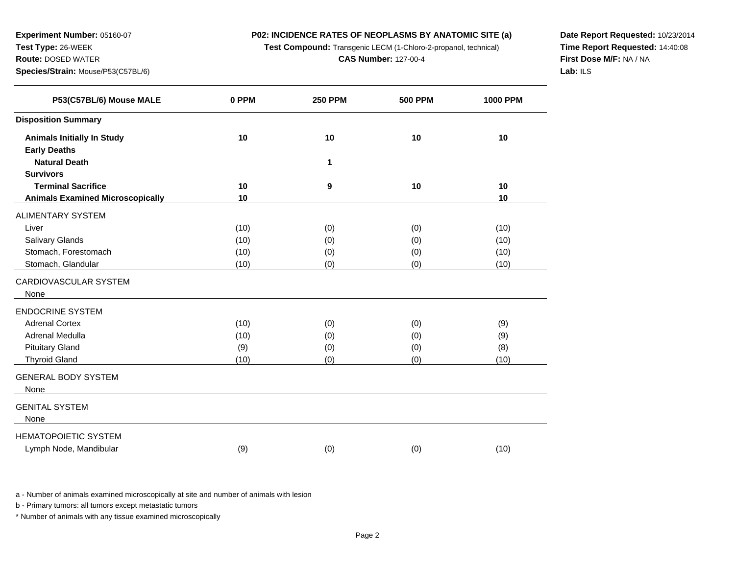**Experiment Number:** 05160-07
**Test Type:** 26-WEEK
**Route:** DOSED WATER
**Species/Strain:** Mouse/P53(C57BL/6)

**P02: INCIDENCE RATES OF NEOPLASMS BY ANATOMIC SITE (a)**
**Test Compound:** Transgenic LECM (1-Chloro-2-propanol, technical)
**CAS Number:** 127-00-4

**Date Report Requested:** 10/23/2014
**Time Report Requested:** 14:40:08
**First Dose M/F:** NA / NA
**Lab:** ILS

| P53(C57BL/6) Mouse MALE | 0 PPM | 250 PPM | 500 PPM | 1000 PPM |
|---|---|---|---|---|
| **Disposition Summary** | | | | |
| **Animals Initially In Study** | **10** | **10** | **10** | **10** |
| **Early Deaths** | | | | |
| **Natural Death** | | **1** | | |
| **Survivors** | | | | |
| **Terminal Sacrifice** | **10** | **9** | **10** | **10** |
| **Animals Examined Microscopically** | **10** | | | **10** |
| ALIMENTARY SYSTEM | | | | |
| Liver | (10) | (0) | (0) | (10) |
| Salivary Glands | (10) | (0) | (0) | (10) |
| Stomach, Forestomach | (10) | (0) | (0) | (10) |
| Stomach, Glandular | (10) | (0) | (0) | (10) |
| CARDIOVASCULAR SYSTEM | | | | |
| None | | | | |
| ENDOCRINE SYSTEM | | | | |
| Adrenal Cortex | (10) | (0) | (0) | (9) |
| Adrenal Medulla | (10) | (0) | (0) | (9) |
| Pituitary Gland | (9) | (0) | (0) | (8) |
| Thyroid Gland | (10) | (0) | (0) | (10) |
| GENERAL BODY SYSTEM | | | | |
| None | | | | |
| GENITAL SYSTEM | | | | |
| None | | | | |
| HEMATOPOIETIC SYSTEM | | | | |
| Lymph Node, Mandibular | (9) | (0) | (0) | (10) |

a - Number of animals examined microscopically at site and number of animals with lesion

b - Primary tumors: all tumors except metastatic tumors

* Number of animals with any tissue examined microscopically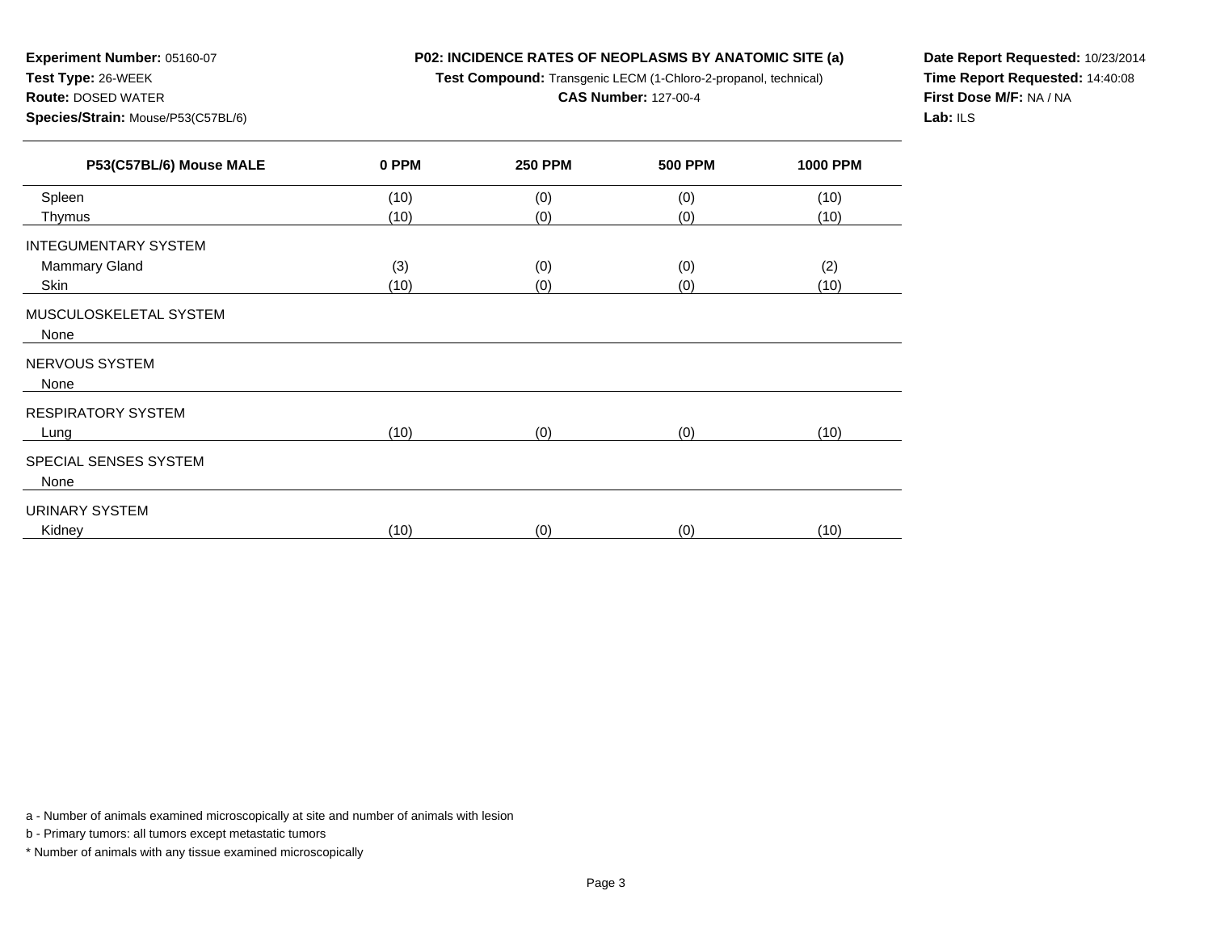**Experiment Number:** 05160-07
**Test Type:** 26-WEEK
**Route:** DOSED WATER
**Species/Strain:** Mouse/P53(C57BL/6)

**P02: INCIDENCE RATES OF NEOPLASMS BY ANATOMIC SITE (a)**
**Test Compound:** Transgenic LECM (1-Chloro-2-propanol, technical)
**CAS Number:** 127-00-4

**Date Report Requested:** 10/23/2014
**Time Report Requested:** 14:40:08
**First Dose M/F:** NA / NA
**Lab:** ILS

| P53(C57BL/6) Mouse MALE | 0 PPM | 250 PPM | 500 PPM | 1000 PPM |
|---|---|---|---|---|
| Spleen | (10) | (0) | (0) | (10) |
| Thymus | (10) | (0) | (0) | (10) |
| INTEGUMENTARY SYSTEM | | | | |
| Mammary Gland | (3) | (0) | (0) | (2) |
| Skin | (10) | (0) | (0) | (10) |
| MUSCULOSKELETAL SYSTEM | | | | |
| None | | | | |
| NERVOUS SYSTEM | | | | |
| None | | | | |
| RESPIRATORY SYSTEM | | | | |
| Lung | (10) | (0) | (0) | (10) |
| SPECIAL SENSES SYSTEM | | | | |
| None | | | | |
| URINARY SYSTEM | | | | |
| Kidney | (10) | (0) | (0) | (10) |

a - Number of animals examined microscopically at site and number of animals with lesion

b - Primary tumors: all tumors except metastatic tumors

* Number of animals with any tissue examined microscopically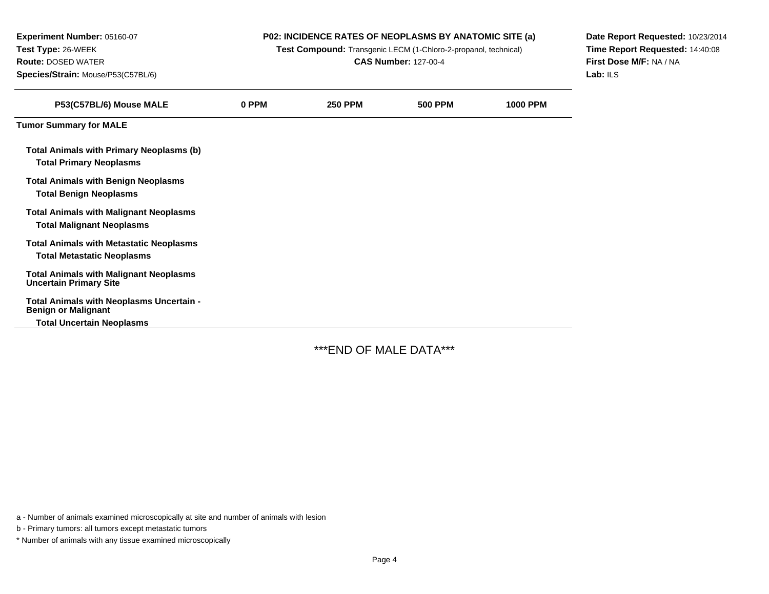**Experiment Number:** 05160-07
**Test Type:** 26-WEEK
**Route:** DOSED WATER
**Species/Strain:** Mouse/P53(C57BL/6)

**P02: INCIDENCE RATES OF NEOPLASMS BY ANATOMIC SITE (a)**
**Test Compound:** Transgenic LECM (1-Chloro-2-propanol, technical)
**CAS Number:** 127-00-4

**Date Report Requested:** 10/23/2014
**Time Report Requested:** 14:40:08
**First Dose M/F:** NA / NA
**Lab:** ILS

| P53(C57BL/6) Mouse MALE | 0 PPM | 250 PPM | 500 PPM | 1000 PPM |
|---|---|---|---|---|
| **Tumor Summary for MALE** | | | | |
| **Total Animals with Primary Neoplasms (b)** | | | | |
| **Total Primary Neoplasms** | | | | |
| **Total Animals with Benign Neoplasms** | | | | |
| **Total Benign Neoplasms** | | | | |
| **Total Animals with Malignant Neoplasms** | | | | |
| **Total Malignant Neoplasms** | | | | |
| **Total Animals with Metastatic Neoplasms** | | | | |
| **Total Metastatic Neoplasms** | | | | |
| **Total Animals with Malignant Neoplasms Uncertain Primary Site** | | | | |
| **Total Animals with Neoplasms Uncertain - Benign or Malignant** | | | | |
| **Total Uncertain Neoplasms** | | | | |

***END OF MALE DATA***

a - Number of animals examined microscopically at site and number of animals with lesion

b - Primary tumors: all tumors except metastatic tumors

* Number of animals with any tissue examined microscopically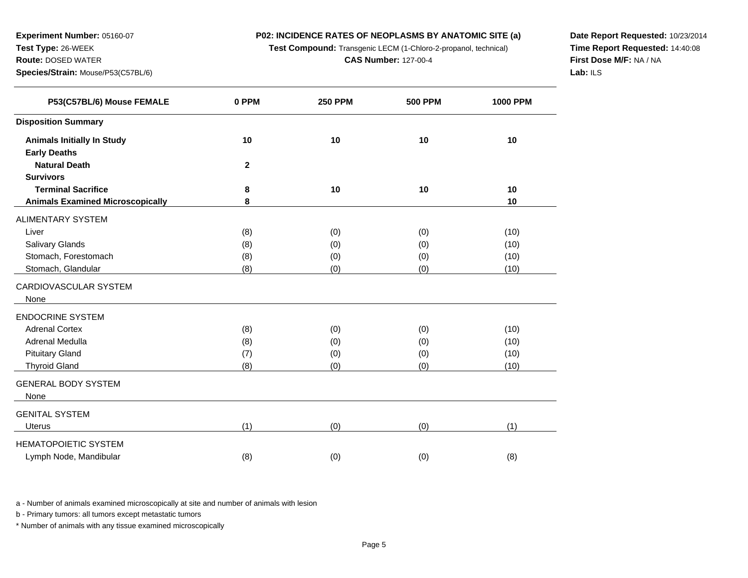**Experiment Number:** 05160-07
**Test Type:** 26-WEEK
**Route:** DOSED WATER
**Species/Strain:** Mouse/P53(C57BL/6)

**P02: INCIDENCE RATES OF NEOPLASMS BY ANATOMIC SITE (a)**
**Test Compound:** Transgenic LECM (1-Chloro-2-propanol, technical)
**CAS Number:** 127-00-4

**Date Report Requested:** 10/23/2014
**Time Report Requested:** 14:40:08
**First Dose M/F:** NA / NA
**Lab:** ILS

| P53(C57BL/6) Mouse FEMALE | 0 PPM | 250 PPM | 500 PPM | 1000 PPM |
|---|---|---|---|---|
| **Disposition Summary** | | | | |
| **Animals Initially In Study** | **10** | **10** | **10** | **10** |
| **Early Deaths** | | | | |
| **Natural Death** | **2** | | | |
| **Survivors** | | | | |
| **Terminal Sacrifice** | **8** | **10** | **10** | **10** |
| **Animals Examined Microscopically** | **8** | | | **10** |
| ALIMENTARY SYSTEM | | | | |
| Liver | (8) | (0) | (0) | (10) |
| Salivary Glands | (8) | (0) | (0) | (10) |
| Stomach, Forestomach | (8) | (0) | (0) | (10) |
| Stomach, Glandular | (8) | (0) | (0) | (10) |
| CARDIOVASCULAR SYSTEM | | | | |
| None | | | | |
| ENDOCRINE SYSTEM | | | | |
| Adrenal Cortex | (8) | (0) | (0) | (10) |
| Adrenal Medulla | (8) | (0) | (0) | (10) |
| Pituitary Gland | (7) | (0) | (0) | (10) |
| Thyroid Gland | (8) | (0) | (0) | (10) |
| GENERAL BODY SYSTEM | | | | |
| None | | | | |
| GENITAL SYSTEM | | | | |
| Uterus | (1) | (0) | (0) | (1) |
| HEMATOPOIETIC SYSTEM | | | | |
| Lymph Node, Mandibular | (8) | (0) | (0) | (8) |

a - Number of animals examined microscopically at site and number of animals with lesion

b - Primary tumors: all tumors except metastatic tumors

* Number of animals with any tissue examined microscopically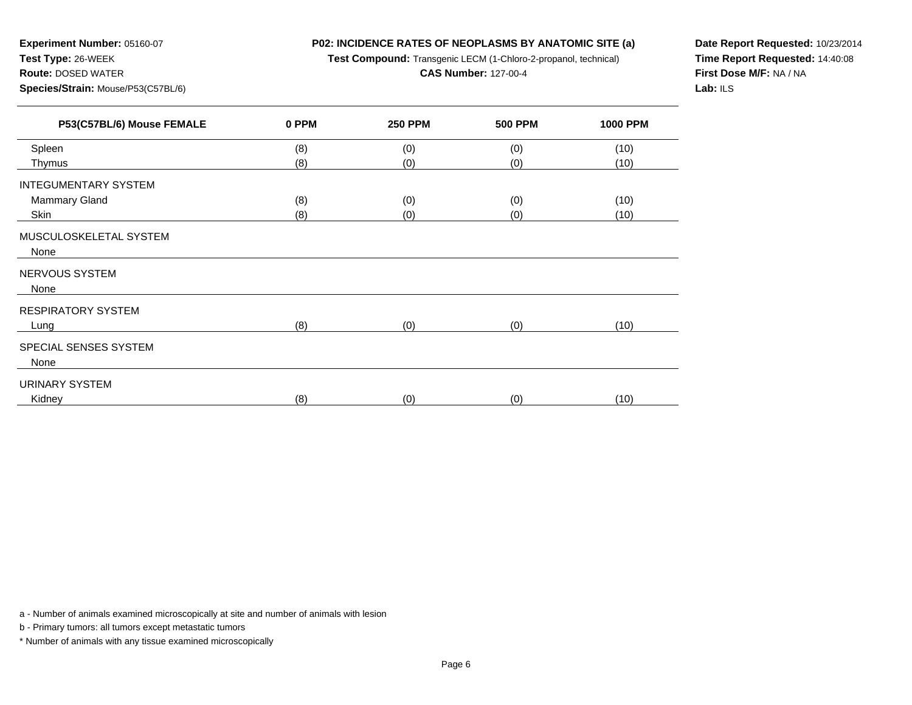**Experiment Number:** 05160-07
**Test Type:** 26-WEEK
**Route:** DOSED WATER
**Species/Strain:** Mouse/P53(C57BL/6)

**P02: INCIDENCE RATES OF NEOPLASMS BY ANATOMIC SITE (a)**
**Test Compound:** Transgenic LECM (1-Chloro-2-propanol, technical)
**CAS Number:** 127-00-4

**Date Report Requested:** 10/23/2014
**Time Report Requested:** 14:40:08
**First Dose M/F:** NA / NA
**Lab:** ILS

| P53(C57BL/6) Mouse FEMALE | 0 PPM | 250 PPM | 500 PPM | 1000 PPM |
|---|---|---|---|---|
| Spleen | (8) | (0) | (0) | (10) |
| Thymus | (8) | (0) | (0) | (10) |
| INTEGUMENTARY SYSTEM | | | | |
| Mammary Gland | (8) | (0) | (0) | (10) |
| Skin | (8) | (0) | (0) | (10) |
| MUSCULOSKELETAL SYSTEM | | | | |
| None | | | | |
| NERVOUS SYSTEM | | | | |
| None | | | | |
| RESPIRATORY SYSTEM | | | | |
| Lung | (8) | (0) | (0) | (10) |
| SPECIAL SENSES SYSTEM | | | | |
| None | | | | |
| URINARY SYSTEM | | | | |
| Kidney | (8) | (0) | (0) | (10) |

a - Number of animals examined microscopically at site and number of animals with lesion

b - Primary tumors: all tumors except metastatic tumors

* Number of animals with any tissue examined microscopically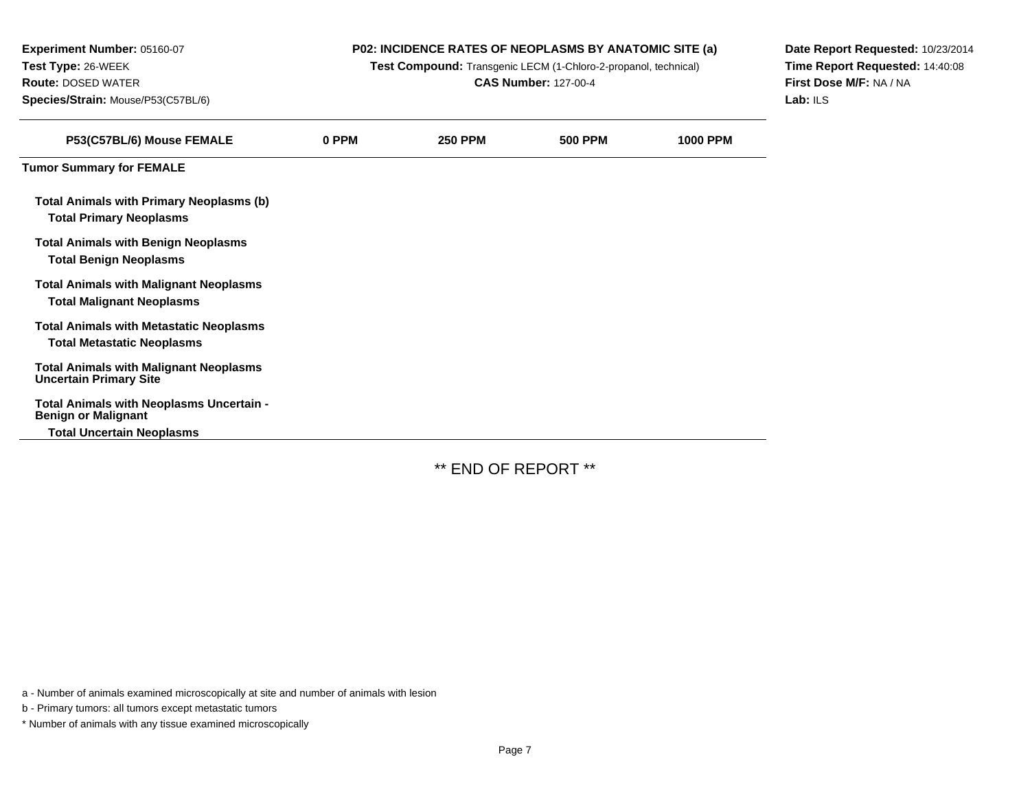**Experiment Number:** 05160-07
**Test Type:** 26-WEEK
**Route:** DOSED WATER
**Species/Strain:** Mouse/P53(C57BL/6)

**P02: INCIDENCE RATES OF NEOPLASMS BY ANATOMIC SITE (a)**
**Test Compound:** Transgenic LECM (1-Chloro-2-propanol, technical)
**CAS Number:** 127-00-4

**Date Report Requested:** 10/23/2014
**Time Report Requested:** 14:40:08
**First Dose M/F:** NA / NA
**Lab:** ILS

| P53(C57BL/6) Mouse FEMALE | 0 PPM | 250 PPM | 500 PPM | 1000 PPM |
|---|---|---|---|---|
| **Tumor Summary for FEMALE** | | | | |
| **Total Animals with Primary Neoplasms (b)** | | | | |
| **Total Primary Neoplasms** | | | | |
| **Total Animals with Benign Neoplasms** | | | | |
| **Total Benign Neoplasms** | | | | |
| **Total Animals with Malignant Neoplasms** | | | | |
| **Total Malignant Neoplasms** | | | | |
| **Total Animals with Metastatic Neoplasms** | | | | |
| **Total Metastatic Neoplasms** | | | | |
| **Total Animals with Malignant Neoplasms Uncertain Primary Site** | | | | |
| **Total Animals with Neoplasms Uncertain - Benign or Malignant** | | | | |
| **Total Uncertain Neoplasms** | | | | |

** END OF REPORT **

a - Number of animals examined microscopically at site and number of animals with lesion

b - Primary tumors: all tumors except metastatic tumors

* Number of animals with any tissue examined microscopically